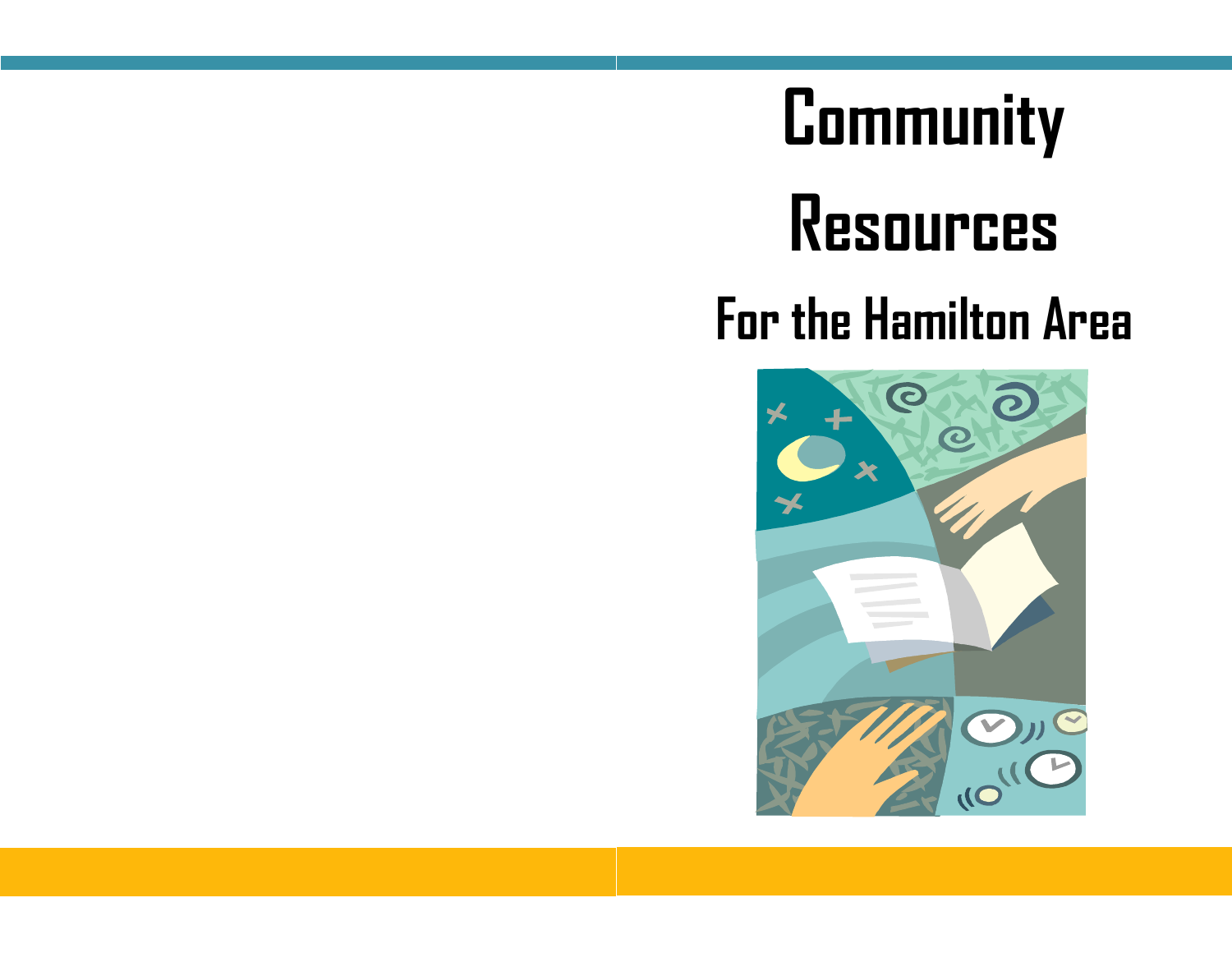# Community Resources

## For the Hamilton Area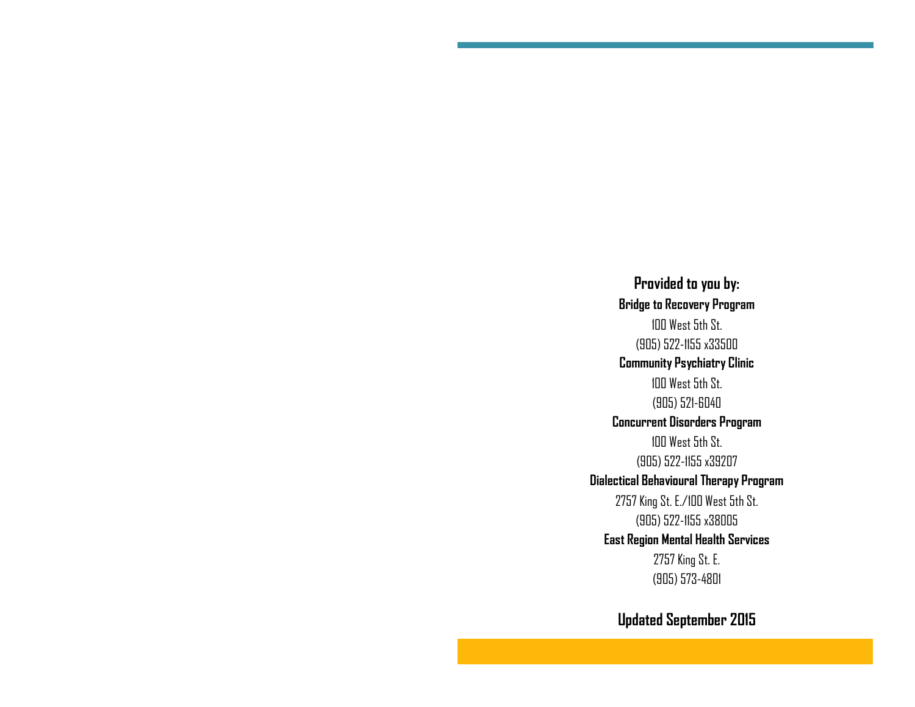**Provided to you by:**

**Bridge to Recovery Program**

100 West 5th St.

(905) 522-1155 x33500

**Community Psychiatry Clinic**

100 West 5th St.

(905) 521-6040

**Concurrent Disorders Program**

100 West 5th St.

(905) 522-1155 x39207

**Dialectical Behavioural Therapy Program**

2757 King St. E./100 West 5th St.

(905) 522-1155 x38005

**East Region Mental Health Services**

2757 King St. E.

(905) 573-4801

**Updated September 2015**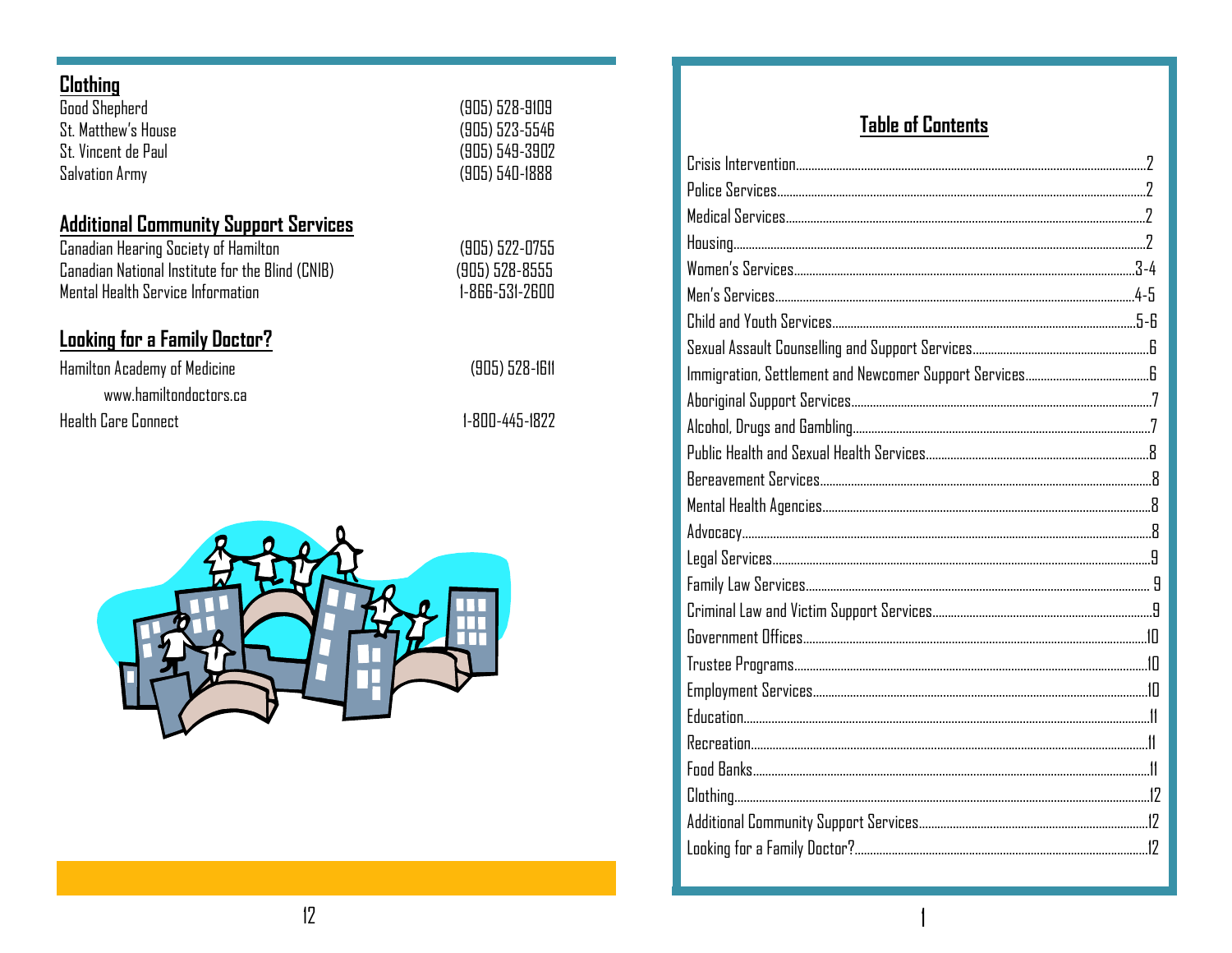## Clothing

| | |
|---|---|
| Good Shepherd | (905) 528-9109 |
| St. Matthew's House | (905) 523-5546 |
| St. Vincent de Paul | (905) 549-3902 |
| Salvation Army | (905) 540-1888 |

## Additional Community Support Services

| | |
|---|---|
| Canadian Hearing Society of Hamilton | (905) 522-0755 |
| Canadian National Institute for the Blind (CNIB) | (905) 528-8555 |
| Mental Health Service Information | 1-866-531-2600 |

## Looking for a Family Doctor?

| | |
|---|---|
| Hamilton Academy of Medicine<br>www.hamiltondoctors.ca | (905) 528-1611 |
| Health Care Connect | 1-800-445-1822 |

## Table of Contents

| | |
|---|---|
| Crisis Intervention | 2 |
| Police Services | 2 |
| Medical Services | 2 |
| Housing | 2 |
| Women's Services | 3-4 |
| Men's Services | 4-5 |
| Child and Youth Services | 5-6 |
| Sexual Assault Counselling and Support Services | 6 |
| Immigration, Settlement and Newcomer Support Services | 6 |
| Aboriginal Support Services | 7 |
| Alcohol, Drugs and Gambling | 7 |
| Public Health and Sexual Health Services | 8 |
| Bereavement Services | 8 |
| Mental Health Agencies | 8 |
| Advocacy | 8 |
| Legal Services | 9 |
| Family Law Services | 9 |
| Criminal Law and Victim Support Services | 9 |
| Government Offices | 10 |
| Trustee Programs | 10 |
| Employment Services | 10 |
| Education | 11 |
| Recreation | 11 |
| Food Banks | 11 |
| Clothing | 12 |
| Additional Community Support Services | 12 |
| Looking for a Family Doctor? | 12 |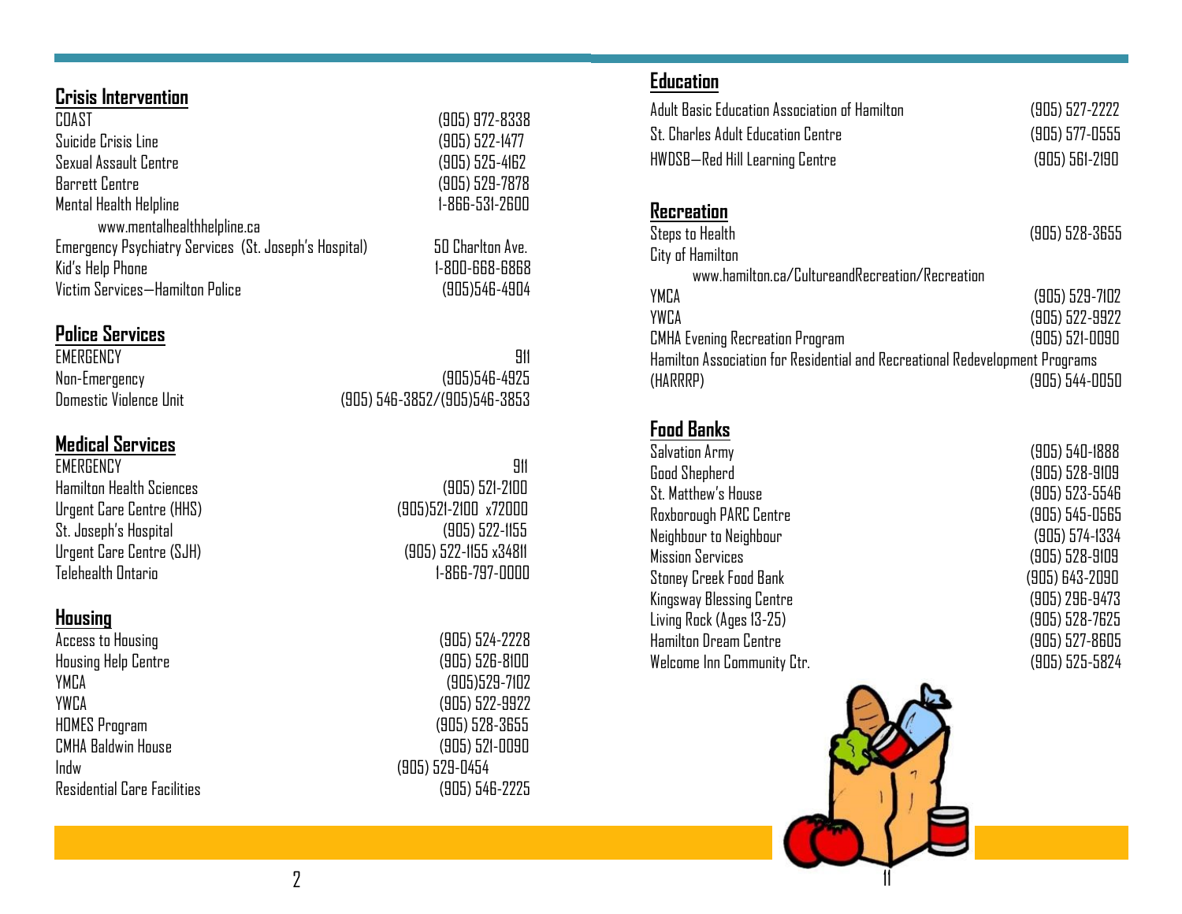## Crisis Intervention

| | |
|---|---|
| COAST | (905) 972-8338 |
| Suicide Crisis Line | (905) 522-1477 |
| Sexual Assault Centre | (905) 525-4162 |
| Barrett Centre | (905) 529-7878 |
| Mental Health Helpline | 1-866-531-2600 |
| www.mentalhealthhelpline.ca | |
| Emergency Psychiatry Services (St. Joseph's Hospital) | 50 Charlton Ave. |
| Kid's Help Phone | 1-800-668-6868 |
| Victim Services—Hamilton Police | (905)546-4904 |

## Police Services

| | |
|---|---|
| EMERGENCY | 911 |
| Non-Emergency | (905)546-4925 |
| Domestic Violence Unit | (905) 546-3852/(905)546-3853 |

## Medical Services

| | |
|---|---|
| EMERGENCY | 911 |
| Hamilton Health Sciences | (905) 521-2100 |
| Urgent Care Centre (HHS) | (905)521-2100 x72000 |
| St. Joseph's Hospital | (905) 522-1155 |
| Urgent Care Centre (SJH) | (905) 522-1155 x34811 |
| Telehealth Ontario | 1-866-797-0000 |

## Housing

| | |
|---|---|
| Access to Housing | (905) 524-2228 |
| Housing Help Centre | (905) 526-8100 |
| YMCA | (905)529-7102 |
| YWCA | (905) 522-9922 |
| HOMES Program | (905) 528-3655 |
| CMHA Baldwin House | (905) 521-0090 |
| Indw | (905) 529-0454 |
| Residential Care Facilities | (905) 546-2225 |

## Education

| | |
|---|---|
| Adult Basic Education Association of Hamilton | (905) 527-2222 |
| St. Charles Adult Education Centre | (905) 577-0555 |
| HWDSB—Red Hill Learning Centre | (905) 561-2190 |

## Recreation

| | |
|---|---|
| Steps to Health | (905) 528-3655 |
| City of Hamilton | |
| www.hamilton.ca/CultureandRecreation/Recreation | |
| YMCA | (905) 529-7102 |
| YWCA | (905) 522-9922 |
| CMHA Evening Recreation Program | (905) 521-0090 |
| Hamilton Association for Residential and Recreational Redevelopment Programs (HARRRP) | (905) 544-0050 |

## Food Banks

| | |
|---|---|
| Salvation Army | (905) 540-1888 |
| Good Shepherd | (905) 528-9109 |
| St. Matthew's House | (905) 523-5546 |
| Roxborough PARC Centre | (905) 545-0565 |
| Neighbour to Neighbour | (905) 574-1334 |
| Mission Services | (905) 528-9109 |
| Stoney Creek Food Bank | (905) 643-2090 |
| Kingsway Blessing Centre | (905) 296-9473 |
| Living Rock (Ages 13-25) | (905) 528-7625 |
| Hamilton Dream Centre | (905) 527-8605 |
| Welcome Inn Community Ctr. | (905) 525-5824 |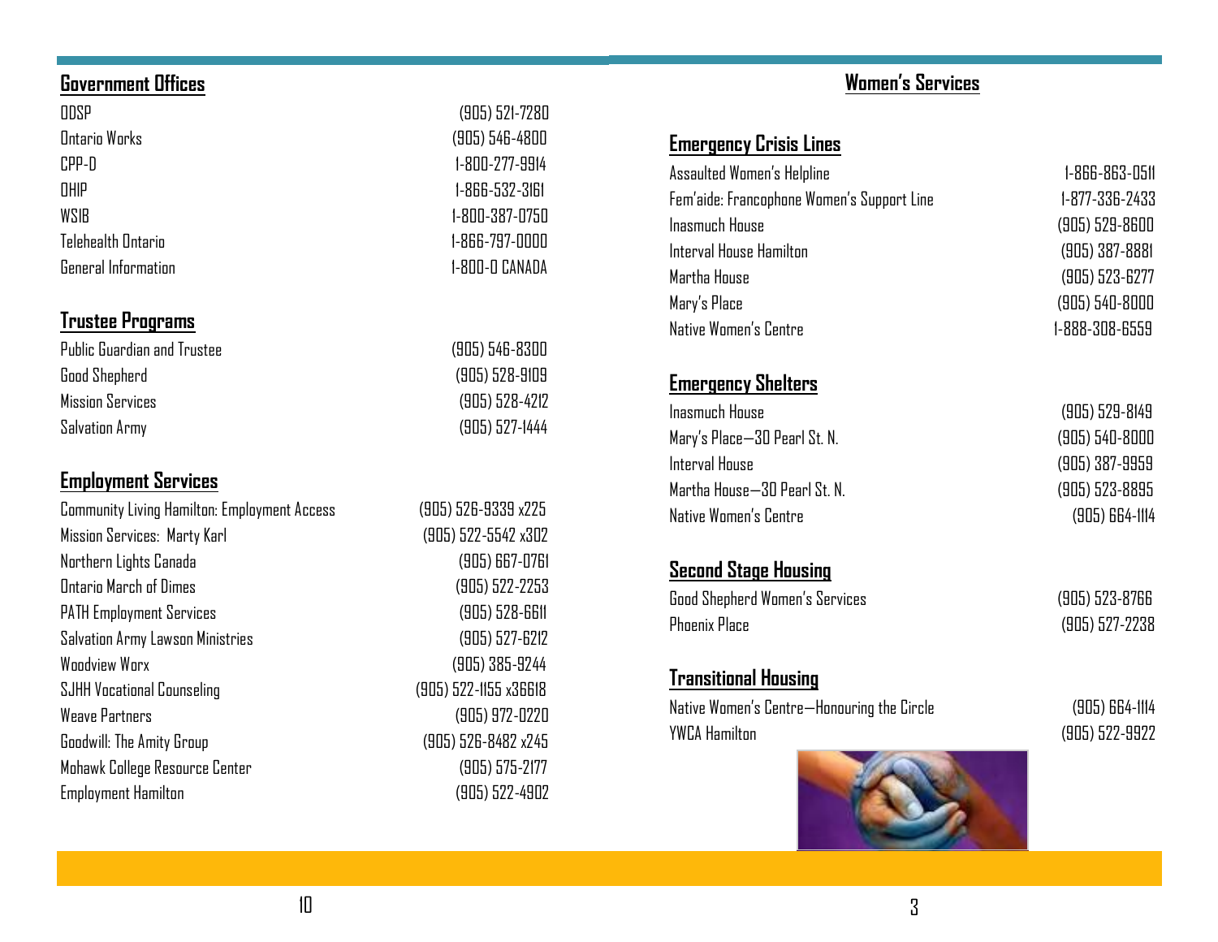## Government Offices

| | |
|---|---|
| ODSP | (905) 521-7280 |
| Ontario Works | (905) 546-4800 |
| CPP-D | 1-800-277-9914 |
| OHIP | 1-866-532-3161 |
| WSIB | 1-800-387-0750 |
| Telehealth Ontario | 1-866-797-0000 |
| General Information | 1-800-O CANADA |

## Trustee Programs

| | |
|---|---|
| Public Guardian and Trustee | (905) 546-8300 |
| Good Shepherd | (905) 528-9109 |
| Mission Services | (905) 528-4212 |
| Salvation Army | (905) 527-1444 |

## Employment Services

| | |
|---|---|
| Community Living Hamilton: Employment Access | (905) 526-9339 x225 |
| Mission Services: Marty Karl | (905) 522-5542 x302 |
| Northern Lights Canada | (905) 667-0761 |
| Ontario March of Dimes | (905) 522-2253 |
| PATH Employment Services | (905) 528-6611 |
| Salvation Army Lawson Ministries | (905) 527-6212 |
| Woodview Worx | (905) 385-9244 |
| SJHH Vocational Counseling | (905) 522-1155 x36618 |
| Weave Partners | (905) 972-0220 |
| Goodwill: The Amity Group | (905) 526-8482 x245 |
| Mohawk College Resource Center | (905) 575-2177 |
| Employment Hamilton | (905) 522-4902 |

# Women's Services

## Emergency Crisis Lines

| | |
|---|---|
| Assaulted Women's Helpline | 1-866-863-0511 |
| Fem'aide: Francophone Women's Support Line | 1-877-336-2433 |
| Inasmuch House | (905) 529-8600 |
| Interval House Hamilton | (905) 387-8881 |
| Martha House | (905) 523-6277 |
| Mary's Place | (905) 540-8000 |
| Native Women's Centre | 1-888-308-6559 |

## Emergency Shelters

| | |
|---|---|
| Inasmuch House | (905) 529-8149 |
| Mary's Place—30 Pearl St. N. | (905) 540-8000 |
| Interval House | (905) 387-9959 |
| Martha House—30 Pearl St. N. | (905) 523-8895 |
| Native Women's Centre | (905) 664-1114 |

## Second Stage Housing

| | |
|---|---|
| Good Shepherd Women's Services | (905) 523-8766 |
| Phoenix Place | (905) 527-2238 |

## Transitional Housing

| | |
|---|---|
| Native Women's Centre—Honouring the Circle | (905) 664-1114 |
| YWCA Hamilton | (905) 522-9922 |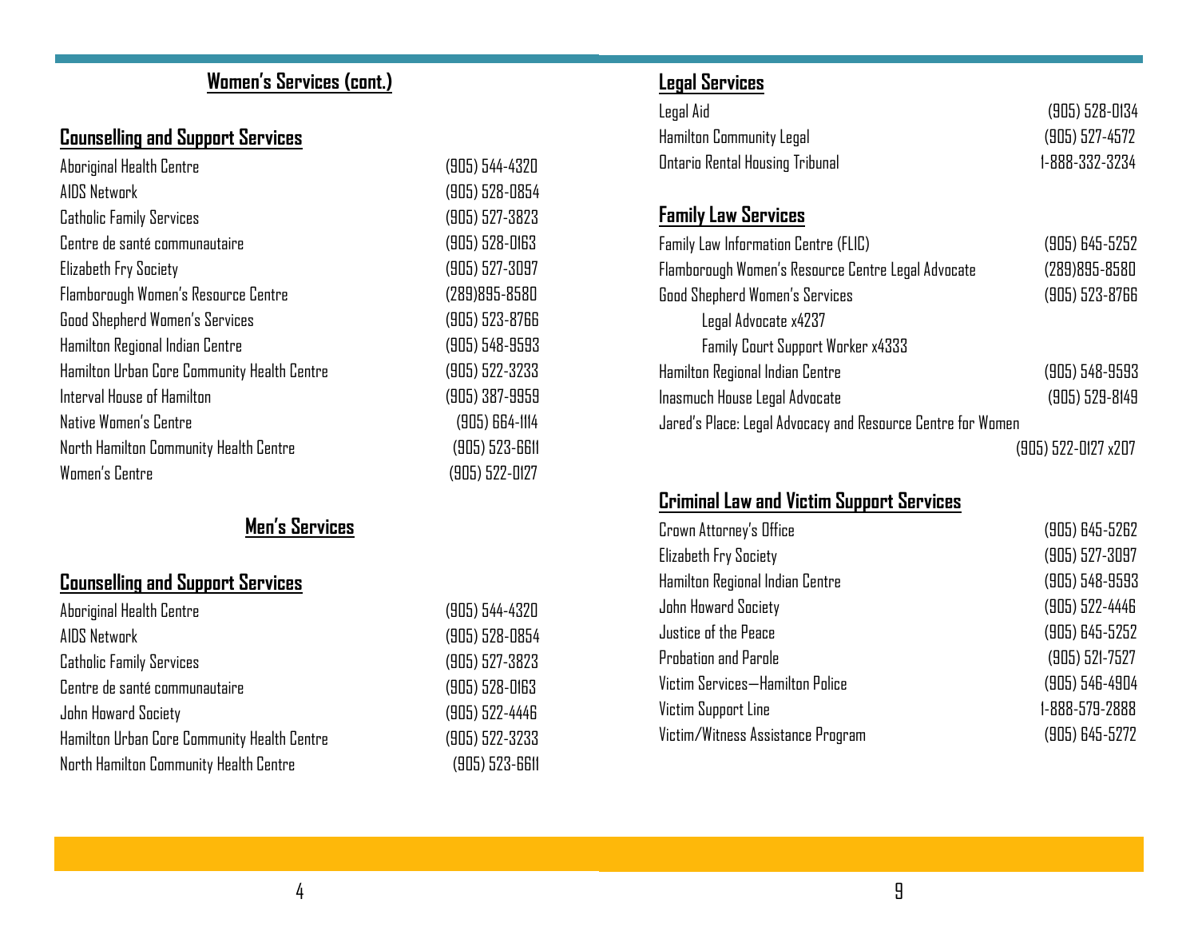## Women's Services (cont.)

### Counselling and Support Services

| Service | Phone |
|---|---|
| Aboriginal Health Centre | (905) 544-4320 |
| AIDS Network | (905) 528-0854 |
| Catholic Family Services | (905) 527-3823 |
| Centre de santé communautaire | (905) 528-0163 |
| Elizabeth Fry Society | (905) 527-3097 |
| Flamborough Women's Resource Centre | (289)895-8580 |
| Good Shepherd Women's Services | (905) 523-8766 |
| Hamilton Regional Indian Centre | (905) 548-9593 |
| Hamilton Urban Core Community Health Centre | (905) 522-3233 |
| Interval House of Hamilton | (905) 387-9959 |
| Native Women's Centre | (905) 664-1114 |
| North Hamilton Community Health Centre | (905) 523-6611 |
| Women's Centre | (905) 522-0127 |

## Men's Services

### Counselling and Support Services

| Service | Phone |
|---|---|
| Aboriginal Health Centre | (905) 544-4320 |
| AIDS Network | (905) 528-0854 |
| Catholic Family Services | (905) 527-3823 |
| Centre de santé communautaire | (905) 528-0163 |
| John Howard Society | (905) 522-4446 |
| Hamilton Urban Core Community Health Centre | (905) 522-3233 |
| North Hamilton Community Health Centre | (905) 523-6611 |

## Legal Services

| Service | Phone |
|---|---|
| Legal Aid | (905) 528-0134 |
| Hamilton Community Legal | (905) 527-4572 |
| Ontario Rental Housing Tribunal | 1-888-332-3234 |

## Family Law Services

| Service | Phone |
|---|---|
| Family Law Information Centre (FLIC) | (905) 645-5252 |
| Flamborough Women's Resource Centre Legal Advocate | (289)895-8580 |
| Good Shepherd Women's Services | (905) 523-8766 |
| Legal Advocate x4237 | |
| Family Court Support Worker x4333 | |
| Hamilton Regional Indian Centre | (905) 548-9593 |
| Inasmuch House Legal Advocate | (905) 529-8149 |
| Jared's Place: Legal Advocacy and Resource Centre for Women | (905) 522-0127 x207 |

## Criminal Law and Victim Support Services

| Service | Phone |
|---|---|
| Crown Attorney's Office | (905) 645-5262 |
| Elizabeth Fry Society | (905) 527-3097 |
| Hamilton Regional Indian Centre | (905) 548-9593 |
| John Howard Society | (905) 522-4446 |
| Justice of the Peace | (905) 645-5252 |
| Probation and Parole | (905) 521-7527 |
| Victim Services—Hamilton Police | (905) 546-4904 |
| Victim Support Line | 1-888-579-2888 |
| Victim/Witness Assistance Program | (905) 645-5272 |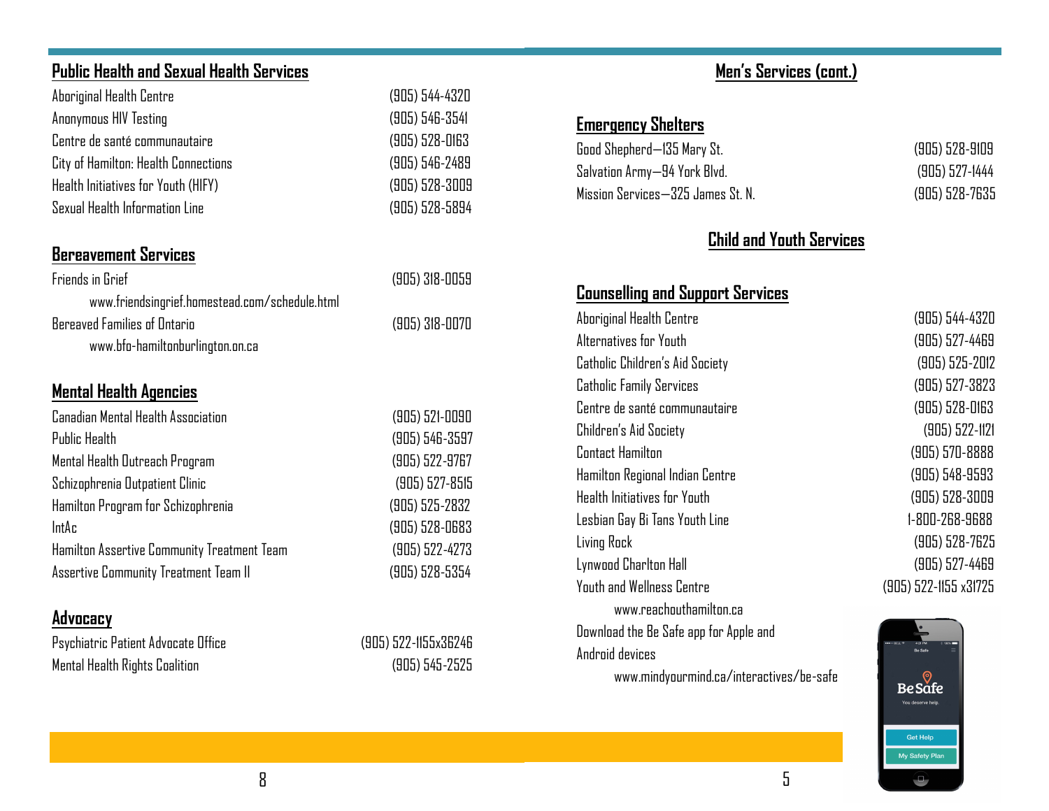## Public Health and Sexual Health Services

| | |
|---|---|
| Aboriginal Health Centre | (905) 544-4320 |
| Anonymous HIV Testing | (905) 546-3541 |
| Centre de santé communautaire | (905) 528-0163 |
| City of Hamilton: Health Connections | (905) 546-2489 |
| Health Initiatives for Youth (HIFY) | (905) 528-3009 |
| Sexual Health Information Line | (905) 528-5894 |

## Bereavement Services

Friends in Grief (905) 318-0059
www.friendsingrief.homestead.com/schedule.html

Bereaved Families of Ontario (905) 318-0070
www.bfo-hamiltonburlington.on.ca

## Mental Health Agencies

| | |
|---|---|
| Canadian Mental Health Association | (905) 521-0090 |
| Public Health | (905) 546-3597 |
| Mental Health Outreach Program | (905) 522-9767 |
| Schizophrenia Outpatient Clinic | (905) 527-8515 |
| Hamilton Program for Schizophrenia | (905) 525-2832 |
| IntAc | (905) 528-0683 |
| Hamilton Assertive Community Treatment Team | (905) 522-4273 |
| Assertive Community Treatment Team II | (905) 528-5354 |

## Advocacy

| | |
|---|---|
| Psychiatric Patient Advocate Office | (905) 522-1155x36246 |
| Mental Health Rights Coalition | (905) 545-2525 |

# Men's Services (cont.)

## Emergency Shelters

| | |
|---|---|
| Good Shepherd—135 Mary St. | (905) 528-9109 |
| Salvation Army—94 York Blvd. | (905) 527-1444 |
| Mission Services—325 James St. N. | (905) 528-7635 |

# Child and Youth Services

## Counselling and Support Services

| | |
|---|---|
| Aboriginal Health Centre | (905) 544-4320 |
| Alternatives for Youth | (905) 527-4469 |
| Catholic Children's Aid Society | (905) 525-2012 |
| Catholic Family Services | (905) 527-3823 |
| Centre de santé communautaire | (905) 528-0163 |
| Children's Aid Society | (905) 522-1121 |
| Contact Hamilton | (905) 570-8888 |
| Hamilton Regional Indian Centre | (905) 548-9593 |
| Health Initiatives for Youth | (905) 528-3009 |
| Lesbian Gay Bi Tans Youth Line | 1-800-268-9688 |
| Living Rock | (905) 528-7625 |
| Lynwood Charlton Hall | (905) 527-4469 |
| Youth and Wellness Centre | (905) 522-1155 x31725 |

www.reachouthamilton.ca

Download the Be Safe app for Apple and Android devices
www.mindyourmind.ca/interactives/be-safe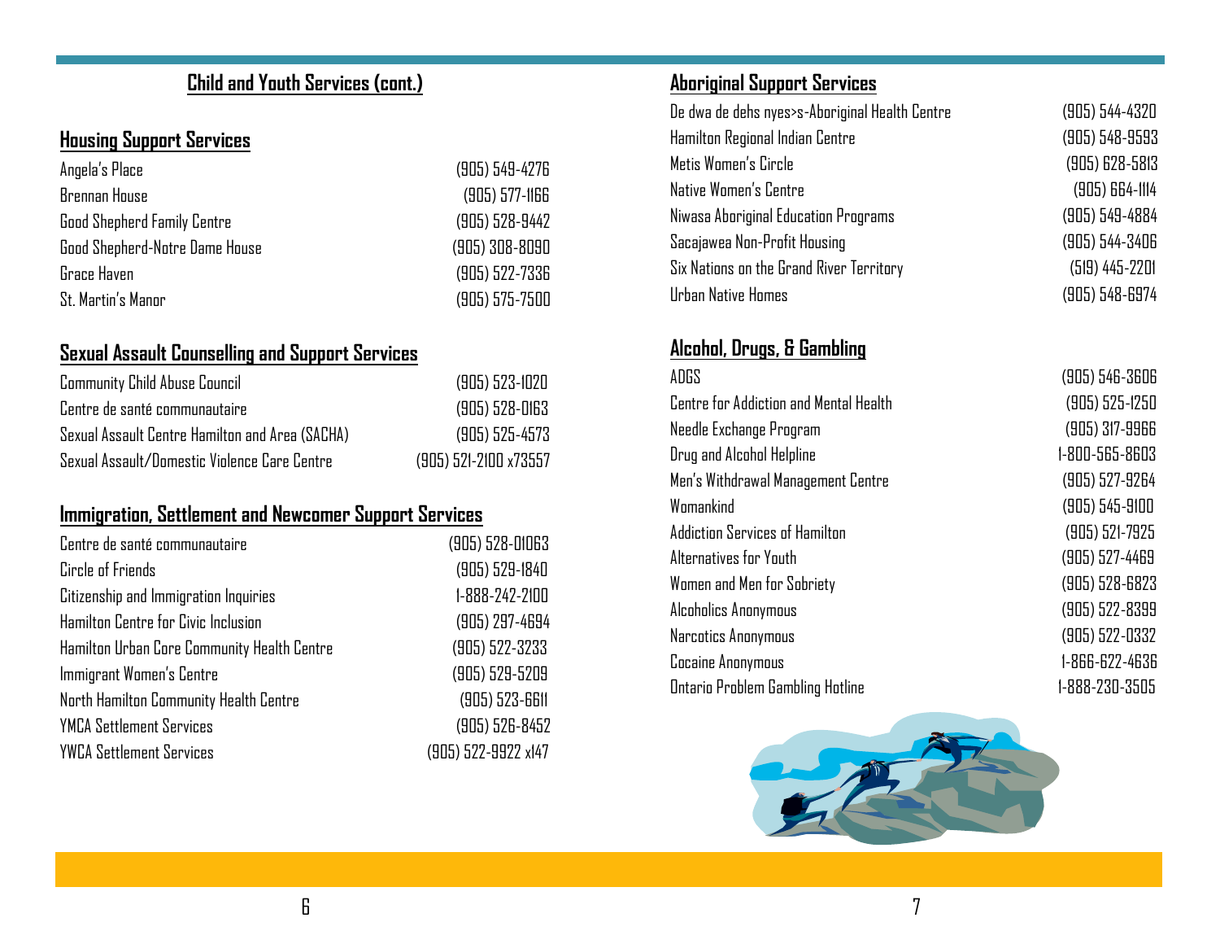## Child and Youth Services (cont.)

### Housing Support Services

| | |
|---|---|
| Angela's Place | (905) 549-4276 |
| Brennan House | (905) 577-1166 |
| Good Shepherd Family Centre | (905) 528-9442 |
| Good Shepherd-Notre Dame House | (905) 308-8090 |
| Grace Haven | (905) 522-7336 |
| St. Martin's Manor | (905) 575-7500 |

### Sexual Assault Counselling and Support Services

| | |
|---|---|
| Community Child Abuse Council | (905) 523-1020 |
| Centre de santé communautaire | (905) 528-0163 |
| Sexual Assault Centre Hamilton and Area (SACHA) | (905) 525-4573 |
| Sexual Assault/Domestic Violence Care Centre | (905) 521-2100 x73557 |

### Immigration, Settlement and Newcomer Support Services

| | |
|---|---|
| Centre de santé communautaire | (905) 528-01063 |
| Circle of Friends | (905) 529-1840 |
| Citizenship and Immigration Inquiries | 1-888-242-2100 |
| Hamilton Centre for Civic Inclusion | (905) 297-4694 |
| Hamilton Urban Core Community Health Centre | (905) 522-3233 |
| Immigrant Women's Centre | (905) 529-5209 |
| North Hamilton Community Health Centre | (905) 523-6611 |
| YMCA Settlement Services | (905) 526-8452 |
| YWCA Settlement Services | (905) 522-9922 x147 |

## Aboriginal Support Services

| | |
|---|---|
| De dwa de dehs nyes>s-Aboriginal Health Centre | (905) 544-4320 |
| Hamilton Regional Indian Centre | (905) 548-9593 |
| Metis Women's Circle | (905) 628-5813 |
| Native Women's Centre | (905) 664-1114 |
| Niwasa Aboriginal Education Programs | (905) 549-4884 |
| Sacajawea Non-Profit Housing | (905) 544-3406 |
| Six Nations on the Grand River Territory | (519) 445-2201 |
| Urban Native Homes | (905) 548-6974 |

## Alcohol, Drugs, & Gambling

| | |
|---|---|
| ADGS | (905) 546-3606 |
| Centre for Addiction and Mental Health | (905) 525-1250 |
| Needle Exchange Program | (905) 317-9966 |
| Drug and Alcohol Helpline | 1-800-565-8603 |
| Men's Withdrawal Management Centre | (905) 527-9264 |
| Womankind | (905) 545-9100 |
| Addiction Services of Hamilton | (905) 521-7925 |
| Alternatives for Youth | (905) 527-4469 |
| Women and Men for Sobriety | (905) 528-6823 |
| Alcoholics Anonymous | (905) 522-8399 |
| Narcotics Anonymous | (905) 522-0332 |
| Cocaine Anonymous | 1-866-622-4636 |
| Ontario Problem Gambling Hotline | 1-888-230-3505 |